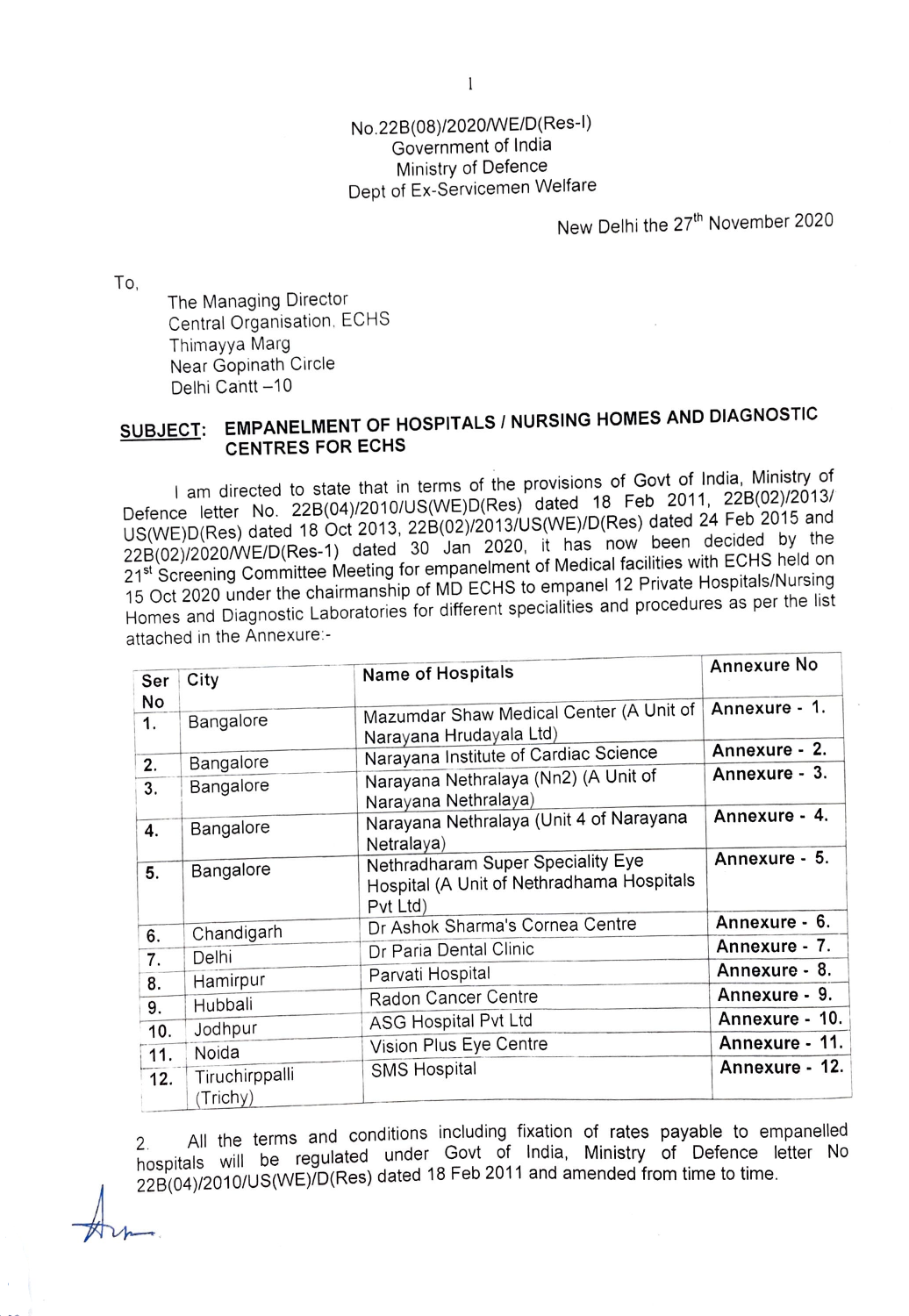No.22B(08)/2020/WE/D(Res-I)
Government of India
Ministry of Defence
Dept of Ex-Servicemen Welfare

New Delhi the 27th November 2020

To,

The Managing Director
Central Organisation, ECHS
Thimayya Marg
Near Gopinath Circle
Delhi Cantt –10

**SUBJECT: EMPANELMENT OF HOSPITALS / NURSING HOMES AND DIAGNOSTIC CENTRES FOR ECHS**

I am directed to state that in terms of the provisions of Govt of India, Ministry of Defence letter No. 22B(04)/2010/US(WE)D(Res) dated 18 Feb 2011, 22B(02)/2013/US(WE)D(Res) dated 18 Oct 2013, 22B(02)/2013/US(WE)/D(Res) dated 24 Feb 2015 and 22B(02)/2020/WE/D(Res-1) dated 30 Jan 2020, it has now been decided by the 21st Screening Committee Meeting for empanelment of Medical facilities with ECHS held on 15 Oct 2020 under the chairmanship of MD ECHS to empanel 12 Private Hospitals/Nursing Homes and Diagnostic Laboratories for different specialities and procedures as per the list attached in the Annexure:-

| Ser No | City | Name of Hospitals | Annexure No |
|---|---|---|---|
| 1. | Bangalore | Mazumdar Shaw Medical Center (A Unit of Narayana Hrudayala Ltd) | Annexure - 1. |
| 2. | Bangalore | Narayana Institute of Cardiac Science | Annexure - 2. |
| 3. | Bangalore | Narayana Nethralaya (Nn2) (A Unit of Narayana Nethralaya) | Annexure - 3. |
| 4. | Bangalore | Narayana Nethralaya (Unit 4 of Narayana Netralaya) | Annexure - 4. |
| 5. | Bangalore | Nethradharam Super Speciality Eye Hospital (A Unit of Nethradhama Hospitals Pvt Ltd) | Annexure - 5. |
| 6. | Chandigarh | Dr Ashok Sharma's Cornea Centre | Annexure - 6. |
| 7. | Delhi | Dr Paria Dental Clinic | Annexure - 7. |
| 8. | Hamirpur | Parvati Hospital | Annexure - 8. |
| 9. | Hubbali | Radon Cancer Centre | Annexure - 9. |
| 10. | Jodhpur | ASG Hospital Pvt Ltd | Annexure - 10. |
| 11. | Noida | Vision Plus Eye Centre | Annexure - 11. |
| 12. | Tiruchirppalli (Trichy) | SMS Hospital | Annexure - 12. |

2. All the terms and conditions including fixation of rates payable to empanelled hospitals will be regulated under Govt of India, Ministry of Defence letter No 22B(04)/2010/US(WE)/D(Res) dated 18 Feb 2011 and amended from time to time.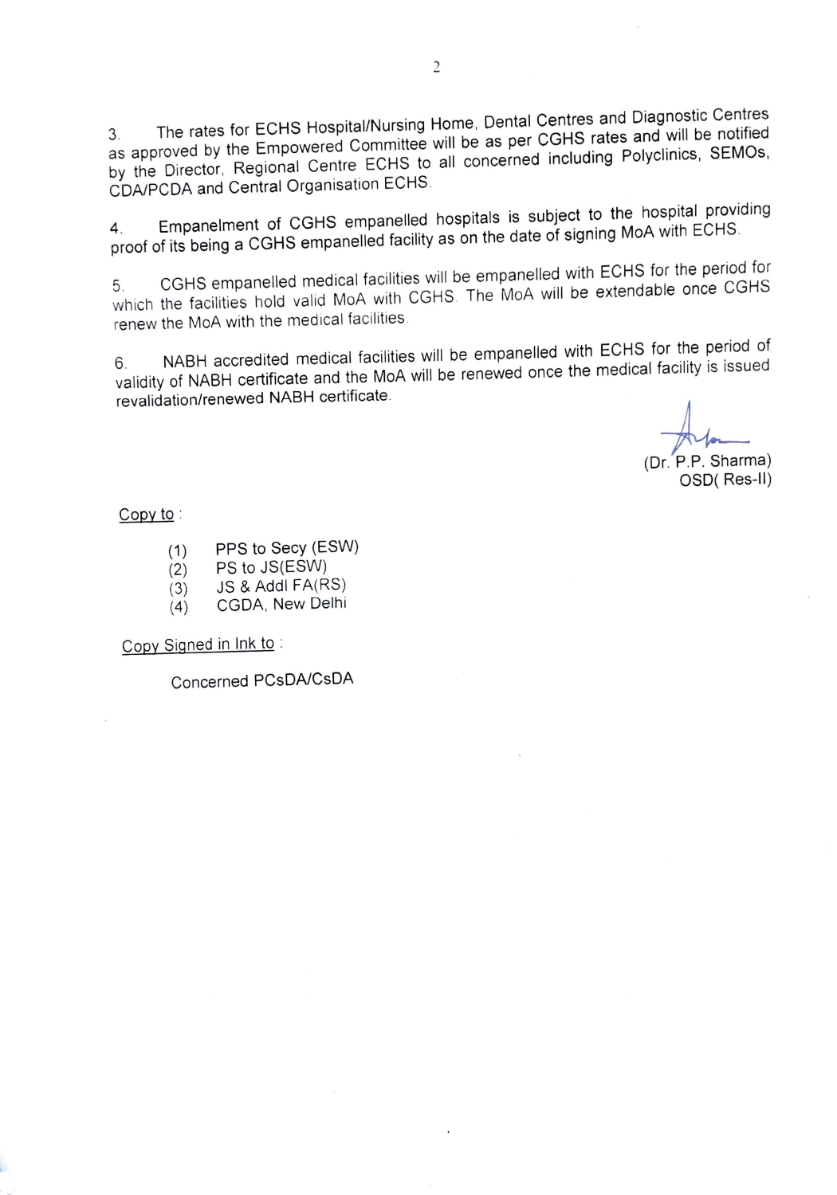3. The rates for ECHS Hospital/Nursing Home, Dental Centres and Diagnostic Centres as approved by the Empowered Committee will be as per CGHS rates and will be notified by the Director, Regional Centre ECHS to all concerned including Polyclinics, SEMOs, CDA/PCDA and Central Organisation ECHS.

4. Empanelment of CGHS empanelled hospitals is subject to the hospital providing proof of its being a CGHS empanelled facility as on the date of signing MoA with ECHS.

5. CGHS empanelled medical facilities will be empanelled with ECHS for the period for which the facilities hold valid MoA with CGHS. The MoA will be extendable once CGHS renew the MoA with the medical facilities.

6. NABH accredited medical facilities will be empanelled with ECHS for the period of validity of NABH certificate and the MoA will be renewed once the medical facility is issued revalidation/renewed NABH certificate.

(Dr. P.P. Sharma)
OSD( Res-II)

Copy to :

(1) PPS to Secy (ESW)
(2) PS to JS(ESW)
(3) JS & Addl FA(RS)
(4) CGDA, New Delhi

Copy Signed in Ink to :

Concerned PCsDA/CsDA